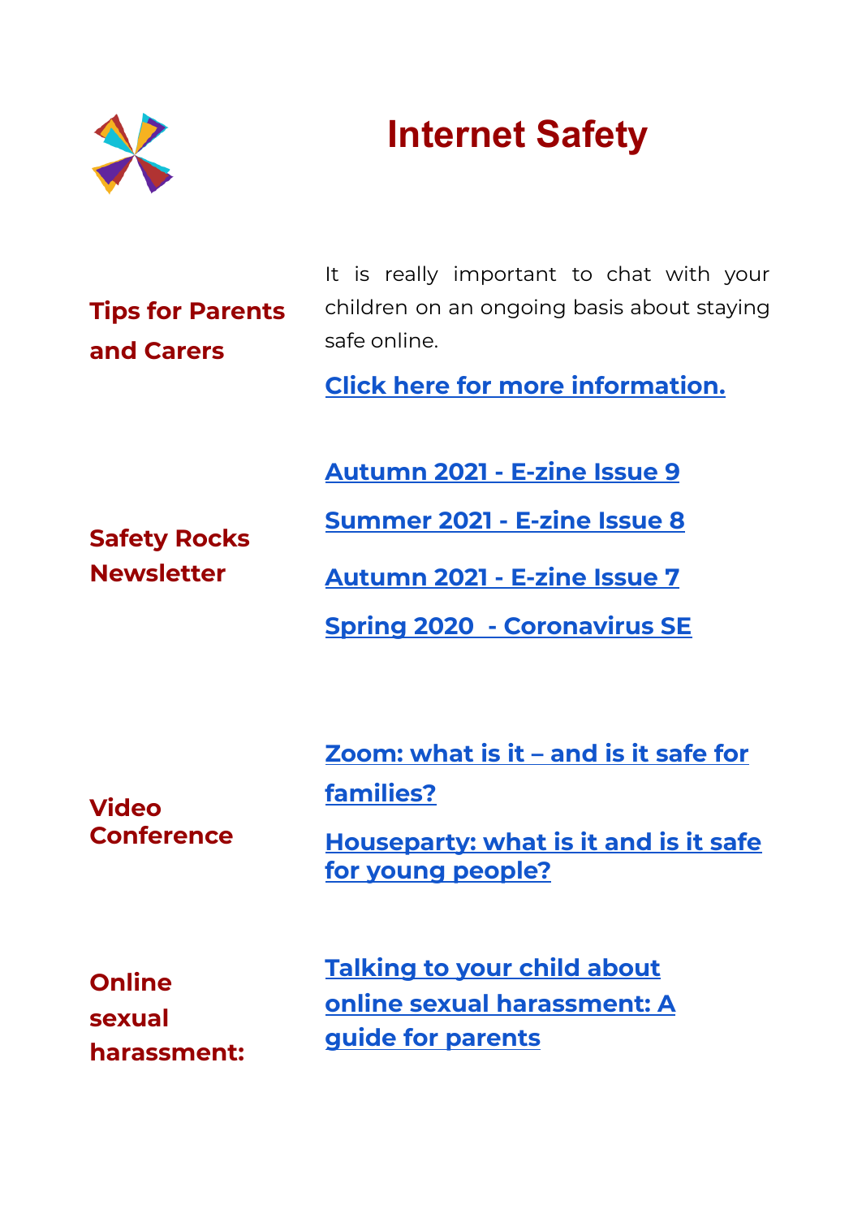# Internet Safety

## Tips for Parents and Carers

It is really important to chat with your children on an ongoing basis about staying safe online.

**Click here for more information.**

## Safety Rocks Newsletter

**Autumn 2021 - E-zine Issue 9**

**Summer 2021 - E-zine Issue 8**

**Autumn 2021 - E-zine Issue 7**

**Spring 2020 - Coronavirus SE**

## Video Conference

**Zoom: what is it – and is it safe for families?**

**Houseparty: what is it and is it safe for young people?**

## Online sexual harassment:

**Talking to your child about online sexual harassment: A guide for parents**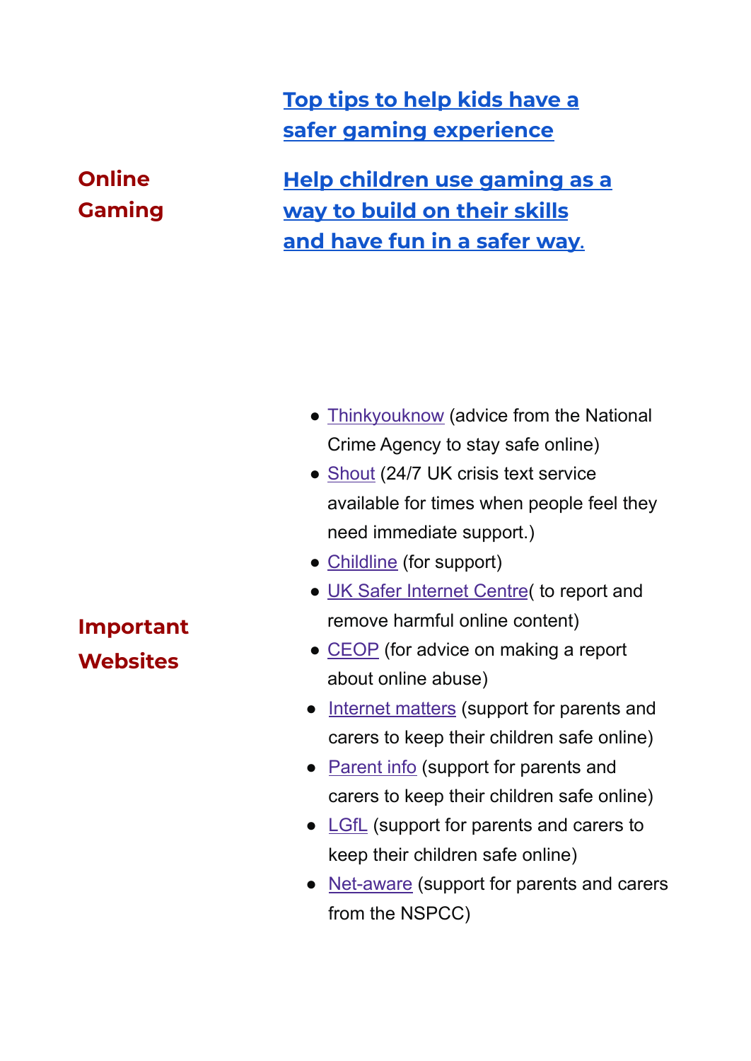## Online Gaming

**Top tips to help kids have a safer gaming experience**

**Help children use gaming as a way to build on their skills and have fun in a safer way.**

## Important Websites

- Thinkyouknow (advice from the National Crime Agency to stay safe online)
- Shout (24/7 UK crisis text service available for times when people feel they need immediate support.)
- Childline (for support)
- UK Safer Internet Centre( to report and remove harmful online content)
- CEOP (for advice on making a report about online abuse)
- Internet matters (support for parents and carers to keep their children safe online)
- Parent info (support for parents and carers to keep their children safe online)
- LGfL (support for parents and carers to keep their children safe online)
- Net-aware (support for parents and carers from the NSPCC)